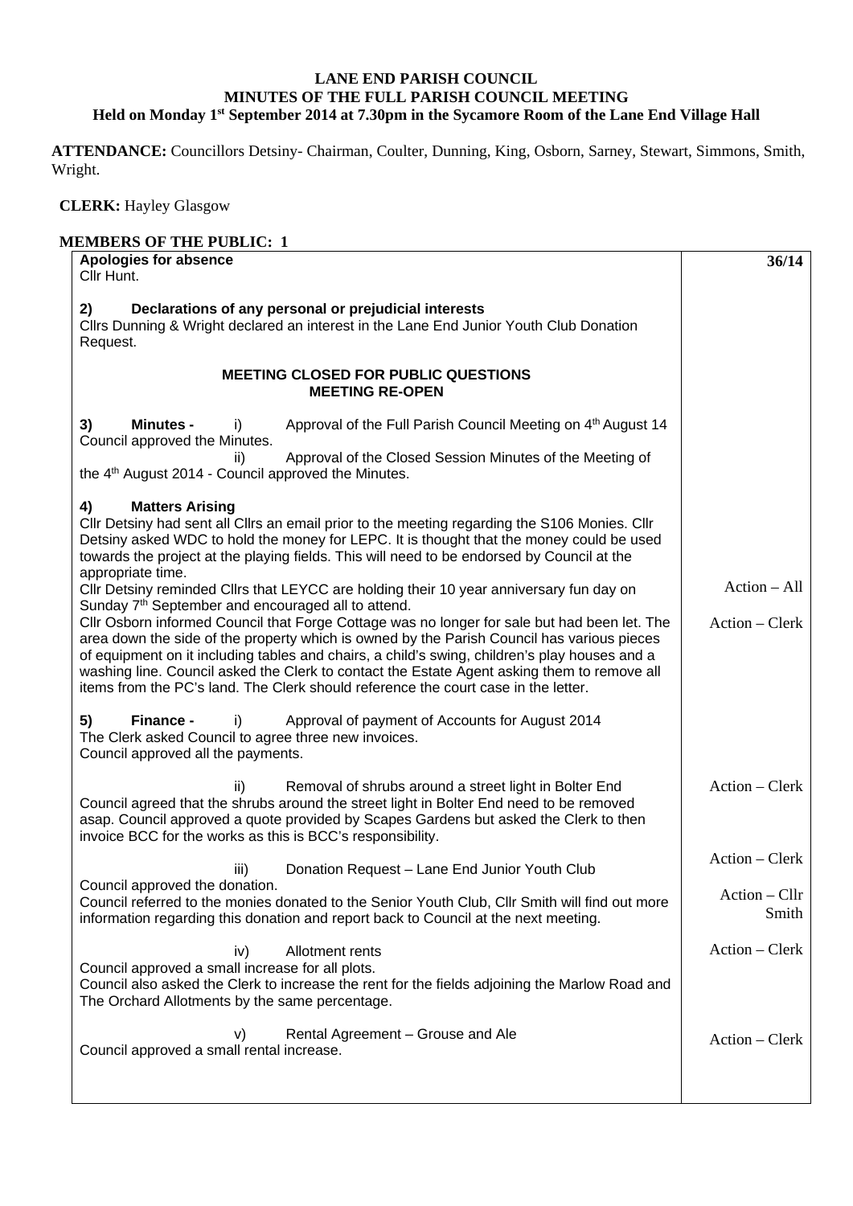**LANE END PARISH COUNCIL**
**MINUTES OF THE FULL PARISH COUNCIL MEETING**
**Held on Monday 1st September 2014 at 7.30pm in the Sycamore Room of the Lane End Village Hall**

**ATTENDANCE:** Councillors Detsiny- Chairman, Coulter, Dunning, King, Osborn, Sarney, Stewart, Simmons, Smith, Wright.

**CLERK:** Hayley Glasgow

**MEMBERS OF THE PUBLIC: 1**

| | **36/14** |
|---|---|
| **Apologies for absence**<br>Cllr Hunt. | |
| **2) Declarations of any personal or prejudicial interests**<br>Cllrs Dunning & Wright declared an interest in the Lane End Junior Youth Club Donation Request. | |
| **MEETING CLOSED FOR PUBLIC QUESTIONS**<br>**MEETING RE-OPEN** | |
| **3) Minutes -** i) Approval of the Full Parish Council Meeting on 4th August 14<br>Council approved the Minutes.<br>ii) Approval of the Closed Session Minutes of the Meeting of the 4th August 2014 - Council approved the Minutes. | |
| **4) Matters Arising**<br>Cllr Detsiny had sent all Cllrs an email prior to the meeting regarding the S106 Monies. Cllr Detsiny asked WDC to hold the money for LEPC. It is thought that the money could be used towards the project at the playing fields. This will need to be endorsed by Council at the appropriate time. | |
| Cllr Detsiny reminded Cllrs that LEYCC are holding their 10 year anniversary fun day on Sunday 7th September and encouraged all to attend. | Action – All |
| Cllr Osborn informed Council that Forge Cottage was no longer for sale but had been let. The area down the side of the property which is owned by the Parish Council has various pieces of equipment on it including tables and chairs, a child's swing, children's play houses and a washing line. Council asked the Clerk to contact the Estate Agent asking them to remove all items from the PC's land. The Clerk should reference the court case in the letter. | Action – Clerk |
| **5) Finance -** i) Approval of payment of Accounts for August 2014<br>The Clerk asked Council to agree three new invoices.<br>Council approved all the payments. | |
| ii) Removal of shrubs around a street light in Bolter End<br>Council agreed that the shrubs around the street light in Bolter End need to be removed asap. Council approved a quote provided by Scapes Gardens but asked the Clerk to then invoice BCC for the works as this is BCC's responsibility. | Action – Clerk |
| iii) Donation Request – Lane End Junior Youth Club<br>Council approved the donation. | Action – Clerk |
| Council referred to the monies donated to the Senior Youth Club, Cllr Smith will find out more information regarding this donation and report back to Council at the next meeting. | Action – Cllr Smith |
| iv) Allotment rents<br>Council approved a small increase for all plots.<br>Council also asked the Clerk to increase the rent for the fields adjoining the Marlow Road and The Orchard Allotments by the same percentage. | Action – Clerk |
| v) Rental Agreement – Grouse and Ale<br>Council approved a small rental increase. | Action – Clerk |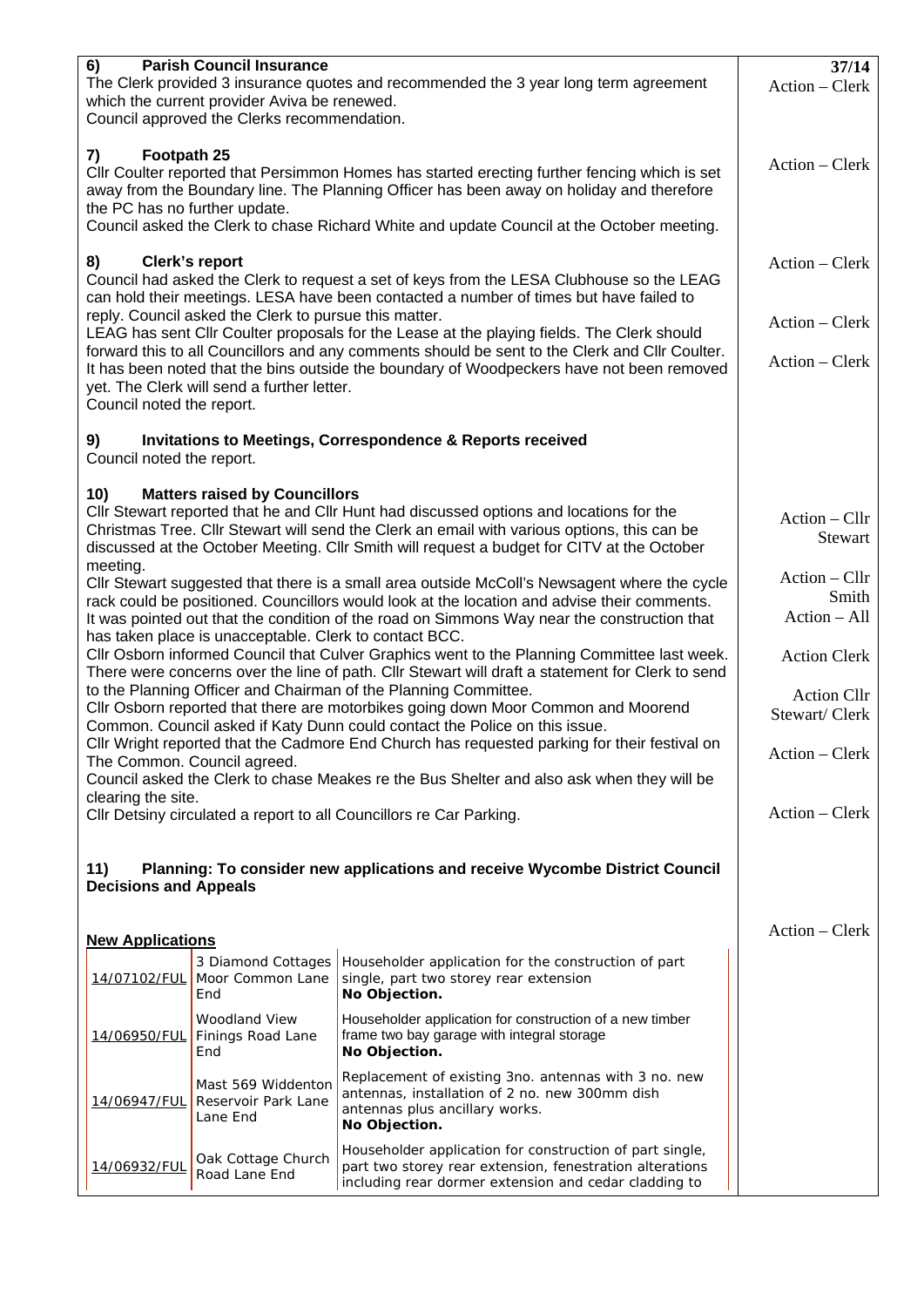## 6) Parish Council Insurance

The Clerk provided 3 insurance quotes and recommended the 3 year long term agreement which the current provider Aviva be renewed.
Council approved the Clerks recommendation.

37/14
Action – Clerk

## 7) Footpath 25

Cllr Coulter reported that Persimmon Homes has started erecting further fencing which is set away from the Boundary line. The Planning Officer has been away on holiday and therefore the PC has no further update.
Council asked the Clerk to chase Richard White and update Council at the October meeting.

Action – Clerk

## 8) Clerk's report

Council had asked the Clerk to request a set of keys from the LESA Clubhouse so the LEAG can hold their meetings. LESA have been contacted a number of times but have failed to reply. Council asked the Clerk to pursue this matter.

Action – Clerk

LEAG has sent Cllr Coulter proposals for the Lease at the playing fields. The Clerk should forward this to all Councillors and any comments should be sent to the Clerk and Cllr Coulter.

Action – Clerk

It has been noted that the bins outside the boundary of Woodpeckers have not been removed yet. The Clerk will send a further letter.
Council noted the report.

Action – Clerk

## 9) Invitations to Meetings, Correspondence & Reports received

Council noted the report.

## 10) Matters raised by Councillors

Cllr Stewart reported that he and Cllr Hunt had discussed options and locations for the Christmas Tree. Cllr Stewart will send the Clerk an email with various options, this can be discussed at the October Meeting. Cllr Smith will request a budget for CITV at the October meeting.

Action – Cllr Stewart

Action – Cllr Smith

Cllr Stewart suggested that there is a small area outside McColl's Newsagent where the cycle rack could be positioned. Councillors would look at the location and advise their comments.

Action – All

It was pointed out that the condition of the road on Simmons Way near the construction that has taken place is unacceptable. Clerk to contact BCC.

Action Clerk

Cllr Osborn informed Council that Culver Graphics went to the Planning Committee last week. There were concerns over the line of path. Cllr Stewart will draft a statement for Clerk to send to the Planning Officer and Chairman of the Planning Committee.

Action Cllr Stewart/ Clerk

Cllr Osborn reported that there are motorbikes going down Moor Common and Moorend Common. Council asked if Katy Dunn could contact the Police on this issue.

Action – Clerk

Cllr Wright reported that the Cadmore End Church has requested parking for their festival on The Common. Council agreed.
Council asked the Clerk to chase Meakes re the Bus Shelter and also ask when they will be clearing the site.

Action – Clerk

Cllr Detsiny circulated a report to all Councillors re Car Parking.

## 11) Planning: To consider new applications and receive Wycombe District Council Decisions and Appeals

Action – Clerk

**New Applications**

| | | |
|---|---|---|
| 14/07102/FUL | 3 Diamond Cottages Moor Common Lane End | Householder application for the construction of part single, part two storey rear extension **No Objection.** |
| 14/06950/FUL | Woodland View Finings Road Lane End | Householder application for construction of a new timber frame two bay garage with integral storage **No Objection.** |
| 14/06947/FUL | Mast 569 Widdenton Reservoir Park Lane Lane End | Replacement of existing 3no. antennas with 3 no. new antennas, installation of 2 no. new 300mm dish antennas plus ancillary works. **No Objection.** |
| 14/06932/FUL | Oak Cottage Church Road Lane End | Householder application for construction of part single, part two storey rear extension, fenestration alterations including rear dormer extension and cedar cladding to |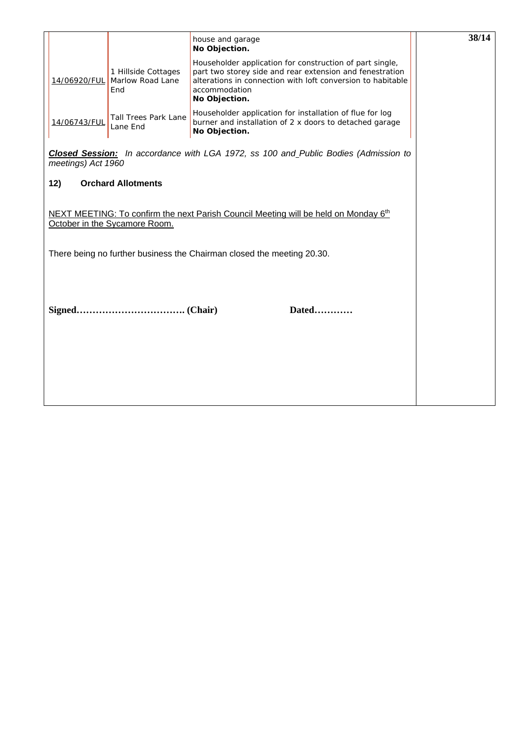| | | |
|---|---|---|
| | | house and garage **No Objection.** |
| 14/06920/FUL | 1 Hillside Cottages Marlow Road Lane End | Householder application for construction of part single, part two storey side and rear extension and fenestration alterations in connection with loft conversion to habitable accommodation **No Objection.** |
| 14/06743/FUL | Tall Trees Park Lane Lane End | Householder application for installation of flue for log burner and installation of 2 x doors to detached garage **No Objection.** |

***Closed Session:*** *In accordance with LGA 1972, ss 100 and Public Bodies (Admission to meetings) Act 1960*

**12) Orchard Allotments**

NEXT MEETING: To confirm the next Parish Council Meeting will be held on Monday 6th October in the Sycamore Room.

There being no further business the Chairman closed the meeting 20.30.

**Signed……………………………. (Chair)** **Dated…………**